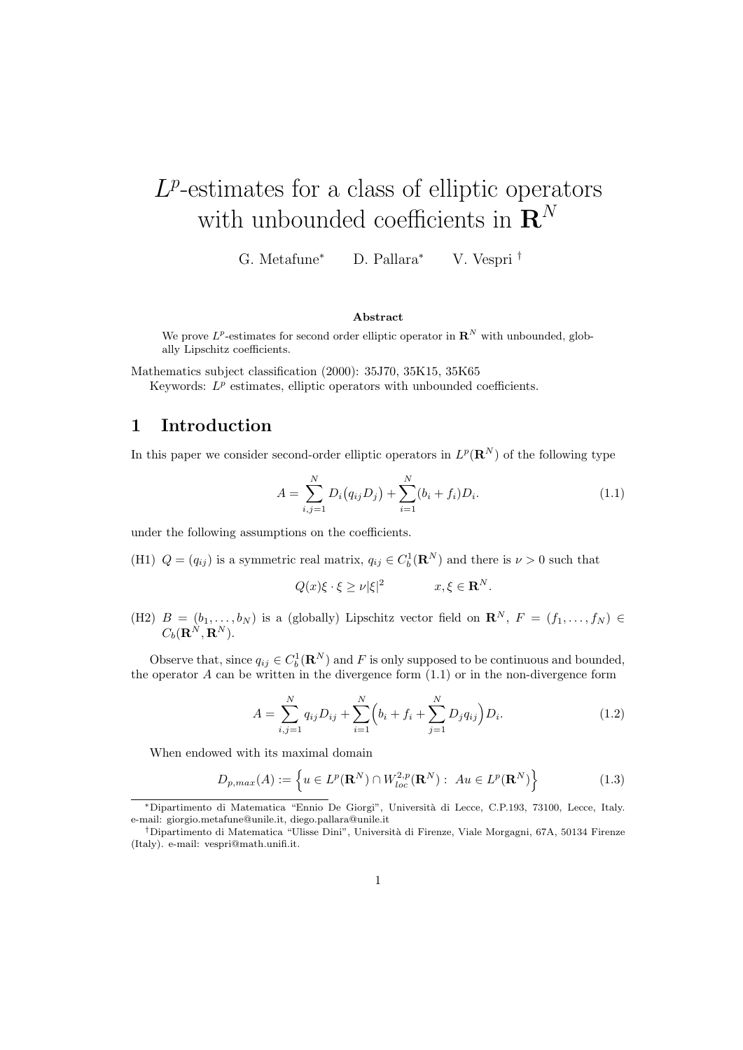# $L^p$-estimates for a class of elliptic operators with unbounded coefficients in $\mathbf{R}^N$

G. Metafune[*] D. Pallara[*] V. Vespri [†]

### Abstract

We prove $L^p$-estimates for second order elliptic operator in $\mathbf{R}^N$ with unbounded, globally Lipschitz coefficients.

Mathematics subject classification (2000): 35J70, 35K15, 35K65

Keywords: $L^p$ estimates, elliptic operators with unbounded coefficients.

## 1 Introduction

In this paper we consider second-order elliptic operators in $L^p(\mathbf{R}^N)$ of the following type

$$A = \sum_{i,j=1}^{N} D_i\big(q_{ij} D_j\big) + \sum_{i=1}^{N} (b_i + f_i) D_i. \tag{1.1}$$

under the following assumptions on the coefficients.

(H1) $Q = (q_{ij})$ is a symmetric real matrix, $q_{ij} \in C^1_b(\mathbf{R}^N)$ and there is $\nu > 0$ such that

$$Q(x)\xi \cdot \xi \geq \nu |\xi|^2 \qquad\qquad x, \xi \in \mathbf{R}^N.$$

(H2) $B = (b_1, \ldots, b_N)$ is a (globally) Lipschitz vector field on $\mathbf{R}^N$, $F = (f_1, \ldots, f_N) \in C_b(\mathbf{R}^N, \mathbf{R}^N)$.

Observe that, since $q_{ij} \in C^1_b(\mathbf{R}^N)$ and $F$ is only supposed to be continuous and bounded, the operator $A$ can be written in the divergence form (1.1) or in the non-divergence form

$$A = \sum_{i,j=1}^{N} q_{ij} D_{ij} + \sum_{i=1}^{N} \Big( b_i + f_i + \sum_{j=1}^{N} D_j q_{ij} \Big) D_i. \tag{1.2}$$

When endowed with its maximal domain

$$D_{p,max}(A) := \Big\{ u \in L^p(\mathbf{R}^N) \cap W^{2,p}_{loc}(\mathbf{R}^N) : \; Au \in L^p(\mathbf{R}^N) \Big\} \tag{1.3}$$

---

[*] Dipartimento di Matematica “Ennio De Giorgi”, Università di Lecce, C.P.193, 73100, Lecce, Italy. e-mail: giorgio.metafune@unile.it, diego.pallara@unile.it

[†] Dipartimento di Matematica “Ulisse Dini”, Università di Firenze, Viale Morgagni, 67A, 50134 Firenze (Italy). e-mail: vespri@math.unifi.it.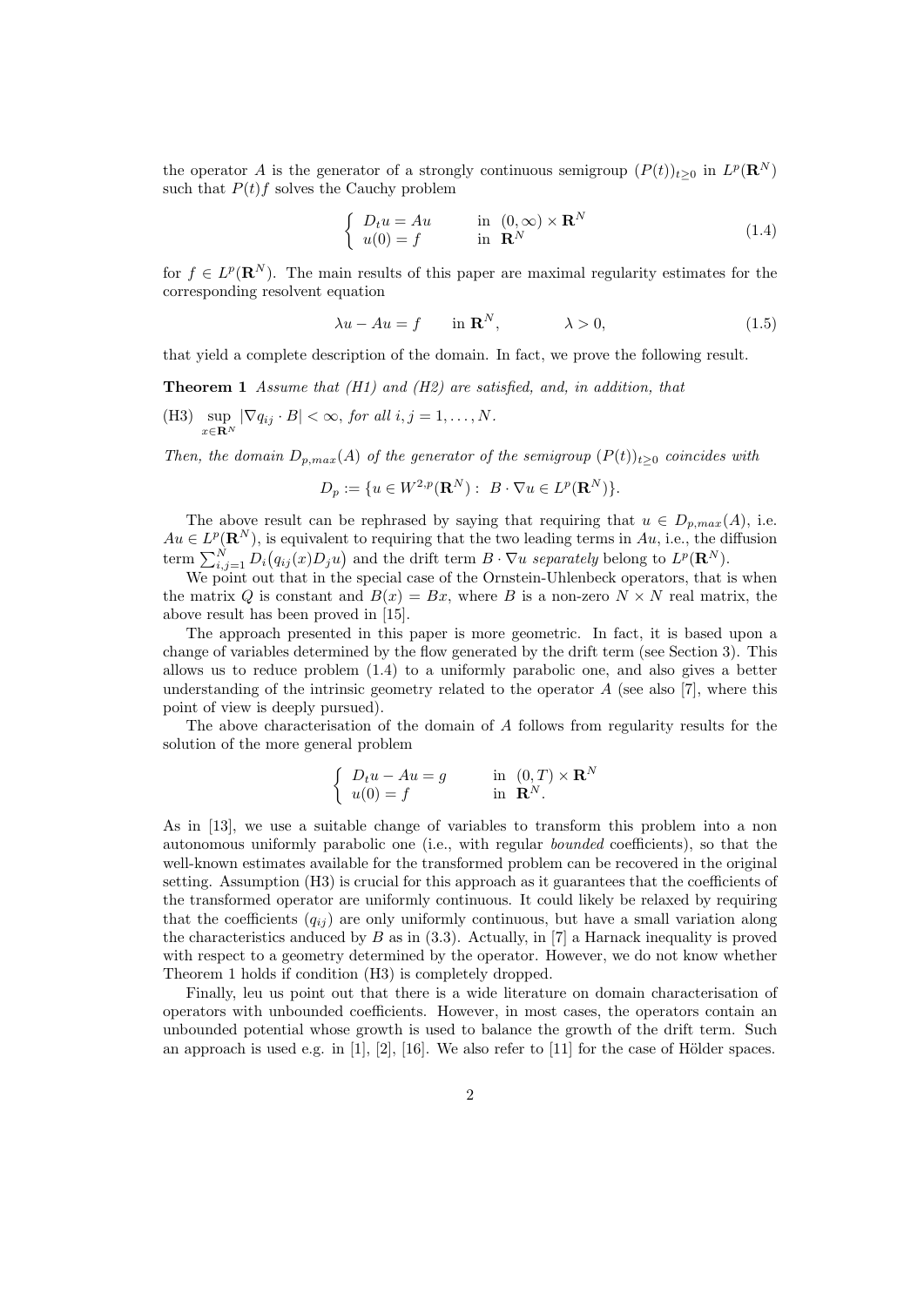the operator $A$ is the generator of a strongly continuous semigroup $(P(t))_{t\geq 0}$ in $L^p(\mathbf{R}^N)$ such that $P(t)f$ solves the Cauchy problem

$$\begin{cases} D_t u = Au & \text{in } (0,\infty)\times\mathbf{R}^N \\ u(0) = f & \text{in } \mathbf{R}^N \end{cases} \tag{1.4}$$

for $f \in L^p(\mathbf{R}^N)$. The main results of this paper are maximal regularity estimates for the corresponding resolvent equation

$$\lambda u - Au = f \qquad \text{in } \mathbf{R}^N, \qquad\qquad \lambda > 0, \tag{1.5}$$

that yield a complete description of the domain. In fact, we prove the following result.

**Theorem 1** *Assume that (H1) and (H2) are satisfied, and, in addition, that*

(H3) $\sup_{x\in\mathbf{R}^N} |\nabla q_{ij}\cdot B| < \infty$, *for all* $i,j = 1,\ldots,N$.

*Then, the domain $D_{p,max}(A)$ of the generator of the semigroup $(P(t))_{t\geq 0}$ coincides with*

$$D_p := \{u \in W^{2,p}(\mathbf{R}^N) :\ B\cdot\nabla u \in L^p(\mathbf{R}^N)\}.$$

The above result can be rephrased by saying that requiring that $u \in D_{p,max}(A)$, i.e. $Au \in L^p(\mathbf{R}^N)$, is equivalent to requiring that the two leading terms in $Au$, i.e., the diffusion term $\sum_{i,j=1}^N D_i\big(q_{ij}(x)D_j u\big)$ and the drift term $B\cdot\nabla u$ *separately* belong to $L^p(\mathbf{R}^N)$.

We point out that in the special case of the Ornstein-Uhlenbeck operators, that is when the matrix $Q$ is constant and $B(x) = Bx$, where $B$ is a non-zero $N\times N$ real matrix, the above result has been proved in [15].

The approach presented in this paper is more geometric. In fact, it is based upon a change of variables determined by the flow generated by the drift term (see Section 3). This allows us to reduce problem (1.4) to a uniformly parabolic one, and also gives a better understanding of the intrinsic geometry related to the operator $A$ (see also [7], where this point of view is deeply pursued).

The above characterisation of the domain of $A$ follows from regularity results for the solution of the more general problem

$$\begin{cases} D_t u - Au = g & \text{in } (0,T)\times\mathbf{R}^N \\ u(0) = f & \text{in } \mathbf{R}^N. \end{cases}$$

As in [13], we use a suitable change of variables to transform this problem into a non autonomous uniformly parabolic one (i.e., with regular *bounded* coefficients), so that the well-known estimates available for the transformed problem can be recovered in the original setting. Assumption (H3) is crucial for this approach as it guarantees that the coefficients of the transformed operator are uniformly continuous. It could likely be relaxed by requiring that the coefficients $(q_{ij})$ are only uniformly continuous, but have a small variation along the characteristics anduced by $B$ as in (3.3). Actually, in [7] a Harnack inequality is proved with respect to a geometry determined by the operator. However, we do not know whether Theorem 1 holds if condition (H3) is completely dropped.

Finally, leu us point out that there is a wide literature on domain characterisation of operators with unbounded coefficients. However, in most cases, the operators contain an unbounded potential whose growth is used to balance the growth of the drift term. Such an approach is used e.g. in [1], [2], [16]. We also refer to [11] for the case of Hölder spaces.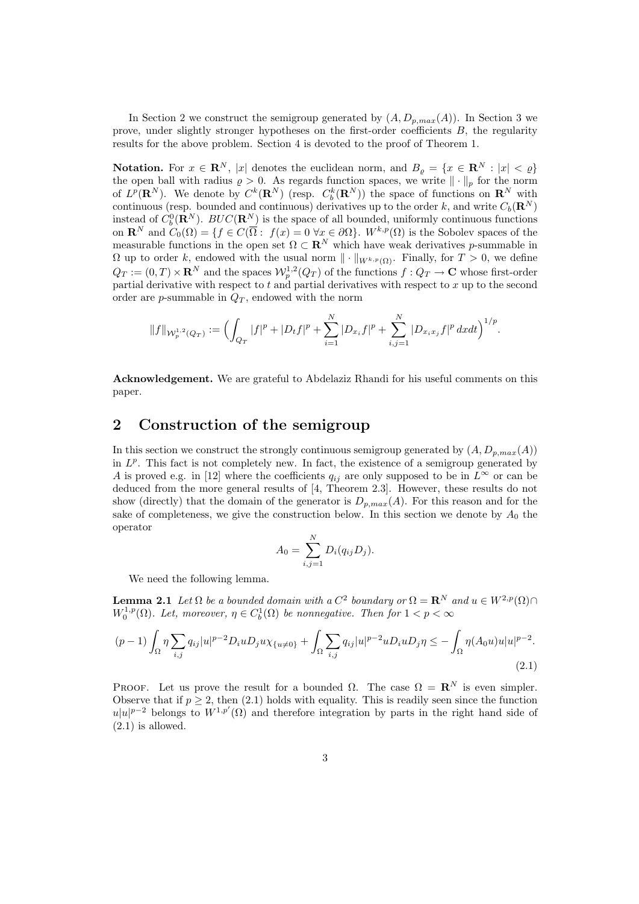In Section 2 we construct the semigroup generated by $(A, D_{p,max}(A))$. In Section 3 we prove, under slightly stronger hypotheses on the first-order coefficients $B$, the regularity results for the above problem. Section 4 is devoted to the proof of Theorem 1.

**Notation.** For $x \in \mathbf{R}^N$, $|x|$ denotes the euclidean norm, and $B_\varrho = \{x \in \mathbf{R}^N : |x| < \varrho\}$ the open ball with radius $\varrho > 0$. As regards function spaces, we write $\|\cdot\|_p$ for the norm of $L^p(\mathbf{R}^N)$. We denote by $C^k(\mathbf{R}^N)$ (resp. $C_b^k(\mathbf{R}^N)$) the space of functions on $\mathbf{R}^N$ with continuous (resp. bounded and continuous) derivatives up to the order $k$, and write $C_b(\mathbf{R}^N)$ instead of $C_b^0(\mathbf{R}^N)$. $BUC(\mathbf{R}^N)$ is the space of all bounded, uniformly continuous functions on $\mathbf{R}^N$ and $C_0(\Omega) = \{f \in C(\overline{\Omega} : f(x) = 0 \ \forall x \in \partial\Omega\}$. $W^{k,p}(\Omega)$ is the Sobolev spaces of the measurable functions in the open set $\Omega \subset \mathbf{R}^N$ which have weak derivatives $p$-summable in $\Omega$ up to order $k$, endowed with the usual norm $\|\cdot\|_{W^{k,p}(\Omega)}$. Finally, for $T > 0$, we define $Q_T := (0,T) \times \mathbf{R}^N$ and the spaces $\mathcal{W}_p^{1,2}(Q_T)$ of the functions $f : Q_T \to \mathbf{C}$ whose first-order partial derivative with respect to $t$ and partial derivatives with respect to $x$ up to the second order are $p$-summable in $Q_T$, endowed with the norm

$$\|f\|_{\mathcal{W}_p^{1,2}(Q_T)} := \Big( \int_{Q_T} |f|^p + |D_t f|^p + \sum_{i=1}^N |D_{x_i} f|^p + \sum_{i,j=1}^N |D_{x_i x_j} f|^p \, dx dt \Big)^{1/p}.$$

**Acknowledgement.** We are grateful to Abdelaziz Rhandi for his useful comments on this paper.

## 2 Construction of the semigroup

In this section we construct the strongly continuous semigroup generated by $(A, D_{p,max}(A))$ in $L^p$. This fact is not completely new. In fact, the existence of a semigroup generated by $A$ is proved e.g. in [12] where the coefficients $q_{ij}$ are only supposed to be in $L^\infty$ or can be deduced from the more general results of [4, Theorem 2.3]. However, these results do not show (directly) that the domain of the generator is $D_{p,max}(A)$. For this reason and for the sake of completeness, we give the construction below. In this section we denote by $A_0$ the operator

$$A_0 = \sum_{i,j=1}^N D_i(q_{ij} D_j).$$

We need the following lemma.

**Lemma 2.1** *Let $\Omega$ be a bounded domain with a $C^2$ boundary or $\Omega = \mathbf{R}^N$ and $u \in W^{2,p}(\Omega) \cap W_0^{1,p}(\Omega)$. Let, moreover, $\eta \in C_b^1(\Omega)$ be nonnegative. Then for $1 < p < \infty$*

$$(p-1) \int_\Omega \eta \sum_{i,j} q_{ij} |u|^{p-2} D_i u D_j u \chi_{\{u \neq 0\}} + \int_\Omega \sum_{i,j} q_{ij} |u|^{p-2} u D_i u D_j \eta \leq - \int_\Omega \eta (A_0 u) u |u|^{p-2}. \tag{2.1}$$

Proof. Let us prove the result for a bounded $\Omega$. The case $\Omega = \mathbf{R}^N$ is even simpler. Observe that if $p \geq 2$, then (2.1) holds with equality. This is readily seen since the function $u|u|^{p-2}$ belongs to $W^{1,p'}(\Omega)$ and therefore integration by parts in the right hand side of (2.1) is allowed.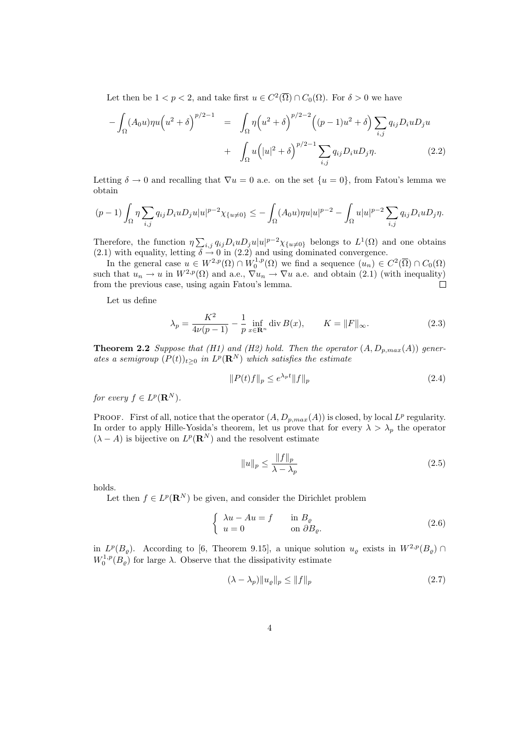Let then be $1 < p < 2$, and take first $u \in C^2(\overline{\Omega}) \cap C_0(\Omega)$. For $\delta > 0$ we have

$$
\begin{aligned}
-\int_\Omega (A_0 u)\eta u\Big(u^2+\delta\Big)^{p/2-1} \;&=\; \int_\Omega \eta\Big(u^2+\delta\Big)^{p/2-2}\Big((p-1)u^2+\delta\Big)\sum_{i,j} q_{ij}D_iuD_ju \\
&+\; \int_\Omega u\Big(|u|^2+\delta\Big)^{p/2-1}\sum_{i,j} q_{ij}D_iuD_j\eta. \qquad (2.2)
\end{aligned}
$$

Letting $\delta \to 0$ and recalling that $\nabla u = 0$ a.e. on the set $\{u = 0\}$, from Fatou's lemma we obtain

$$
(p-1)\int_\Omega \eta \sum_{i,j} q_{ij}D_iuD_ju|u|^{p-2}\chi_{\{u\neq 0\}} \le -\int_\Omega (A_0u)\eta u|u|^{p-2} - \int_\Omega u|u|^{p-2}\sum_{i,j} q_{ij}D_iuD_j\eta.
$$

Therefore, the function $\eta\sum_{i,j} q_{ij}D_iuD_ju|u|^{p-2}\chi_{\{u\neq 0\}}$ belongs to $L^1(\Omega)$ and one obtains (2.1) with equality, letting $\delta \to 0$ in (2.2) and using dominated convergence.

In the general case $u \in W^{2,p}(\Omega) \cap W_0^{1,p}(\Omega)$ we find a sequence $(u_n) \in C^2(\overline{\Omega}) \cap C_0(\Omega)$ such that $u_n \to u$ in $W^{2,p}(\Omega)$ and a.e., $\nabla u_n \to \nabla u$ a.e. and obtain (2.1) (with inequality) from the previous case, using again Fatou's lemma. $\square$

Let us define

$$
\lambda_p = \frac{K^2}{4\nu(p-1)} - \frac{1}{p}\inf_{x\in\mathbf{R}^n} \operatorname{div} B(x), \qquad K = \|F\|_\infty. \tag{2.3}
$$

**Theorem 2.2** *Suppose that (H1) and (H2) hold. Then the operator $(A, D_{p,max}(A))$ generates a semigroup $(P(t))_{t\ge 0}$ in $L^p(\mathbf{R}^N)$ which satisfies the estimate*

$$
\|P(t)f\|_p \le e^{\lambda_p t}\|f\|_p \tag{2.4}
$$

*for every $f \in L^p(\mathbf{R}^N)$.*

Proof. First of all, notice that the operator $(A, D_{p,max}(A))$ is closed, by local $L^p$ regularity. In order to apply Hille-Yosida's theorem, let us prove that for every $\lambda > \lambda_p$ the operator $(\lambda - A)$ is bijective on $L^p(\mathbf{R}^N)$ and the resolvent estimate

$$
\|u\|_p \le \frac{\|f\|_p}{\lambda - \lambda_p} \tag{2.5}
$$

holds.

Let then $f \in L^p(\mathbf{R}^N)$ be given, and consider the Dirichlet problem

$$
\begin{cases} \lambda u - Au = f & \text{in } B_\varrho \\ u = 0 & \text{on } \partial B_\varrho. \end{cases} \tag{2.6}
$$

in $L^p(B_\varrho)$. According to [6, Theorem 9.15], a unique solution $u_\varrho$ exists in $W^{2,p}(B_\varrho) \cap W_0^{1,p}(B_\varrho)$ for large $\lambda$. Observe that the dissipativity estimate

$$
(\lambda - \lambda_p)\|u_\varrho\|_p \le \|f\|_p \tag{2.7}
$$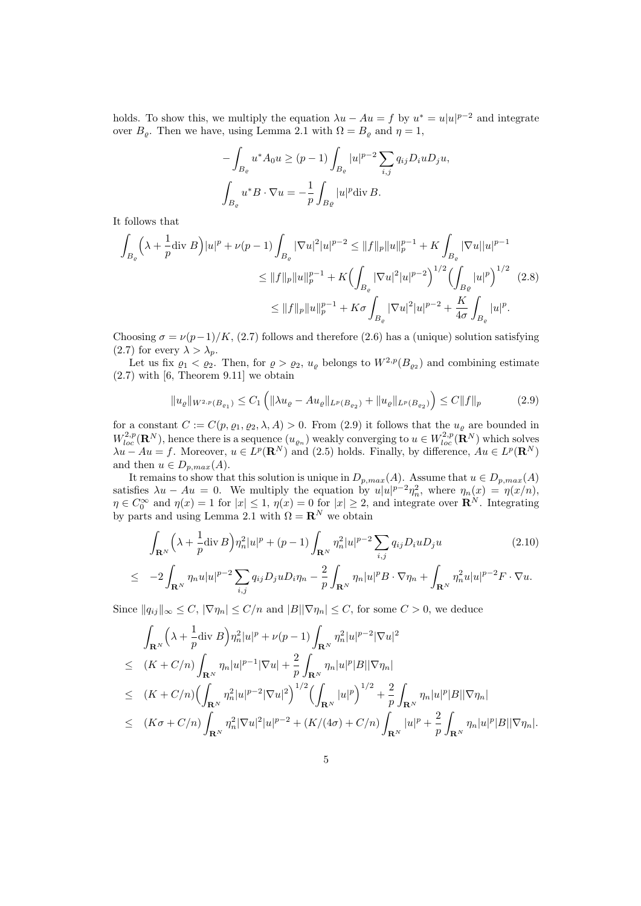holds. To show this, we multiply the equation $\lambda u - Au = f$ by $u^* = u|u|^{p-2}$ and integrate over $B_\varrho$. Then we have, using Lemma 2.1 with $\Omega = B_\varrho$ and $\eta = 1$,

$$-\int_{B_\varrho} u^* A_0 u \geq (p-1)\int_{B_\varrho} |u|^{p-2}\sum_{i,j} q_{ij} D_i u D_j u,$$

$$\int_{B_\varrho} u^* B\cdot\nabla u = -\frac{1}{p}\int_{B\varrho} |u|^p \mathrm{div}\, B.$$

It follows that

$$\begin{aligned}
\int_{B_\varrho}\Big(\lambda + \frac{1}{p}\mathrm{div}\ B\Big)|u|^p + \nu(p-1)\int_{B_\varrho}|\nabla u|^2|u|^{p-2} &\leq \|f\|_p\|u\|_p^{p-1} + K\int_{B_\varrho}|\nabla u||u|^{p-1}\\
&\leq \|f\|_p\|u\|_p^{p-1} + K\Big(\int_{B_\varrho}|\nabla u|^2|u|^{p-2}\Big)^{1/2}\Big(\int_{B\varrho}|u|^p\Big)^{1/2} \qquad (2.8)\\
&\leq \|f\|_p\|u\|_p^{p-1} + K\sigma\int_{B_\varrho}|\nabla u|^2|u|^{p-2} + \frac{K}{4\sigma}\int_{B_\varrho}|u|^p.
\end{aligned}$$

Choosing $\sigma = \nu(p-1)/K$, (2.7) follows and therefore (2.6) has a (unique) solution satisfying (2.7) for every $\lambda > \lambda_p$.

Let us fix $\varrho_1 < \varrho_2$. Then, for $\varrho > \varrho_2$, $u_\varrho$ belongs to $W^{2,p}(B_{\varrho_2})$ and combining estimate (2.7) with [6, Theorem 9.11] we obtain

$$\|u_\varrho\|_{W^{2,p}(B_{\varrho_1})} \leq C_1\left(\|\lambda u_\varrho - Au_\varrho\|_{L^p(B_{\varrho_2})} + \|u_\varrho\|_{L^p(B_{\varrho_2})}\right) \leq C\|f\|_p \qquad (2.9)$$

for a constant $C := C(p, \varrho_1, \varrho_2, \lambda, A) > 0$. From (2.9) it follows that the $u_\varrho$ are bounded in $W^{2,p}_{loc}(\mathbf{R}^N)$, hence there is a sequence $(u_{\varrho_n})$ weakly converging to $u \in W^{2,p}_{loc}(\mathbf{R}^N)$ which solves $\lambda u - Au = f$. Moreover, $u \in L^p(\mathbf{R}^N)$ and (2.5) holds. Finally, by difference, $Au \in L^p(\mathbf{R}^N)$ and then $u \in D_{p,max}(A)$.

It remains to show that this solution is unique in $D_{p,max}(A)$. Assume that $u \in D_{p,max}(A)$ satisfies $\lambda u - Au = 0$. We multiply the equation by $u|u|^{p-2}\eta_n^2$, where $\eta_n(x) = \eta(x/n)$, $\eta \in C_0^\infty$ and $\eta(x) = 1$ for $|x| \leq 1$, $\eta(x) = 0$ for $|x| \geq 2$, and integrate over $\mathbf{R}^N$. Integrating by parts and using Lemma 2.1 with $\Omega = \mathbf{R}^N$ we obtain

$$\begin{aligned}
&\int_{\mathbf{R}^N}\Big(\lambda + \frac{1}{p}\mathrm{div}\, B\Big)\eta_n^2|u|^p + (p-1)\int_{\mathbf{R}^N}\eta_n^2|u|^{p-2}\sum_{i,j} q_{ij}D_iuD_ju \qquad (2.10)\\
\leq\ & -2\int_{\mathbf{R}^N}\eta_n u|u|^{p-2}\sum_{i,j} q_{ij}D_juD_i\eta_n - \frac{2}{p}\int_{\mathbf{R}^N}\eta_n|u|^pB\cdot\nabla\eta_n + \int_{\mathbf{R}^N}\eta_n^2u|u|^{p-2}F\cdot\nabla u.
\end{aligned}$$

Since $\|q_{ij}\|_\infty \leq C$, $|\nabla\eta_n| \leq C/n$ and $|B||\nabla\eta_n| \leq C$, for some $C > 0$, we deduce

$$\begin{aligned}
&\int_{\mathbf{R}^N}\Big(\lambda + \frac{1}{p}\mathrm{div}\ B\Big)\eta_n^2|u|^p + \nu(p-1)\int_{\mathbf{R}^N}\eta_n^2|u|^{p-2}|\nabla u|^2\\
\leq\ & (K + C/n)\int_{\mathbf{R}^N}\eta_n|u|^{p-1}|\nabla u| + \frac{2}{p}\int_{\mathbf{R}^N}\eta_n|u|^p|B||\nabla\eta_n|\\
\leq\ & (K + C/n)\Big(\int_{\mathbf{R}^N}\eta_n^2|u|^{p-2}|\nabla u|^2\Big)^{1/2}\Big(\int_{\mathbf{R}^N}|u|^p\Big)^{1/2} + \frac{2}{p}\int_{\mathbf{R}^N}\eta_n|u|^p|B||\nabla\eta_n|\\
\leq\ & (K\sigma + C/n)\int_{\mathbf{R}^N}\eta_n^2|\nabla u|^2|u|^{p-2} + (K/(4\sigma) + C/n)\int_{\mathbf{R}^N}|u|^p + \frac{2}{p}\int_{\mathbf{R}^N}\eta_n|u|^p|B||\nabla\eta_n|.
\end{aligned}$$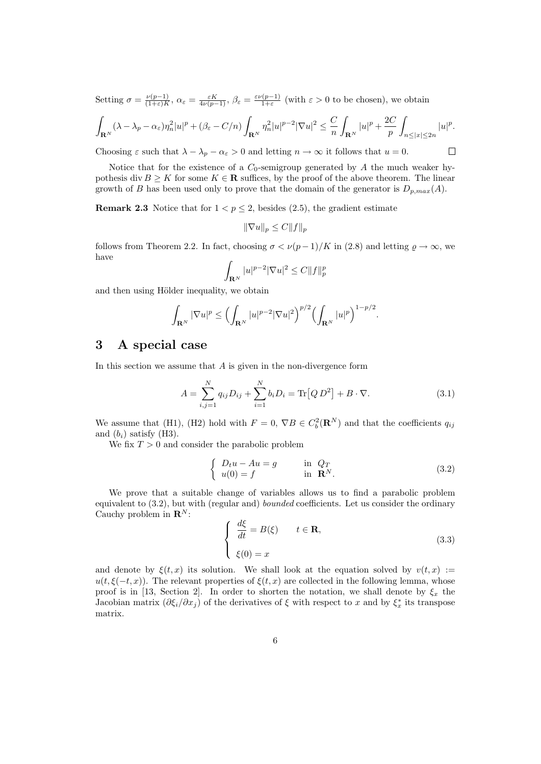Setting $\sigma = \frac{\nu(p-1)}{(1+\varepsilon)K}$, $\alpha_\varepsilon = \frac{\varepsilon K}{4\nu(p-1)}$, $\beta_\varepsilon = \frac{\varepsilon\nu(p-1)}{1+\varepsilon}$ (with $\varepsilon > 0$ to be chosen), we obtain

$$\int_{\mathbf{R}^N} (\lambda - \lambda_p - \alpha_\varepsilon)\eta_n^2 |u|^p + (\beta_\varepsilon - C/n) \int_{\mathbf{R}^N} \eta_n^2 |u|^{p-2} |\nabla u|^2 \leq \frac{C}{n} \int_{\mathbf{R}^N} |u|^p + \frac{2C}{p} \int_{n \leq |x| \leq 2n} |u|^p.$$

Choosing $\varepsilon$ such that $\lambda - \lambda_p - \alpha_\varepsilon > 0$ and letting $n \to \infty$ it follows that $u = 0$. $\square$

Notice that for the existence of a $C_0$-semigroup generated by $A$ the much weaker hypothesis $\operatorname{div} B \geq K$ for some $K \in \mathbf{R}$ suffices, by the proof of the above theorem. The linear growth of $B$ has been used only to prove that the domain of the generator is $D_{p,max}(A)$.

**Remark 2.3** Notice that for $1 < p \leq 2$, besides (2.5), the gradient estimate

$$\|\nabla u\|_p \leq C\|f\|_p$$

follows from Theorem 2.2. In fact, choosing $\sigma < \nu(p-1)/K$ in (2.8) and letting $\varrho \to \infty$, we have

$$\int_{\mathbf{R}^N} |u|^{p-2} |\nabla u|^2 \leq C\|f\|_p^p$$

and then using Hölder inequality, we obtain

$$\int_{\mathbf{R}^N} |\nabla u|^p \leq \Big( \int_{\mathbf{R}^N} |u|^{p-2} |\nabla u|^2 \Big)^{p/2} \Big( \int_{\mathbf{R}^N} |u|^p \Big)^{1-p/2}.$$

# 3 A special case

In this section we assume that $A$ is given in the non-divergence form

$$A = \sum_{i,j=1}^N q_{ij} D_{ij} + \sum_{i=1}^N b_i D_i = \mathrm{Tr}\big[Q\, D^2\big] + B \cdot \nabla. \tag{3.1}$$

We assume that (H1), (H2) hold with $F = 0$, $\nabla B \in C_b^2(\mathbf{R}^N)$ and that the coefficients $q_{ij}$ and $(b_i)$ satisfy (H3).

We fix $T > 0$ and consider the parabolic problem

$$\begin{cases} D_t u - Au = g & \text{in } Q_T \\ u(0) = f & \text{in } \mathbf{R}^N. \end{cases} \tag{3.2}$$

We prove that a suitable change of variables allows us to find a parabolic problem equivalent to (3.2), but with (regular and) *bounded* coefficients. Let us consider the ordinary Cauchy problem in $\mathbf{R}^N$:

$$\begin{cases} \dfrac{d\xi}{dt} = B(\xi) \qquad t \in \mathbf{R}, \\ \\ \xi(0) = x \end{cases} \tag{3.3}$$

and denote by $\xi(t,x)$ its solution. We shall look at the equation solved by $v(t,x) := u(t, \xi(-t,x))$. The relevant properties of $\xi(t,x)$ are collected in the following lemma, whose proof is in [13, Section 2]. In order to shorten the notation, we shall denote by $\xi_x$ the Jacobian matrix $(\partial \xi_i / \partial x_j)$ of the derivatives of $\xi$ with respect to $x$ and by $\xi_x^*$ its transpose matrix.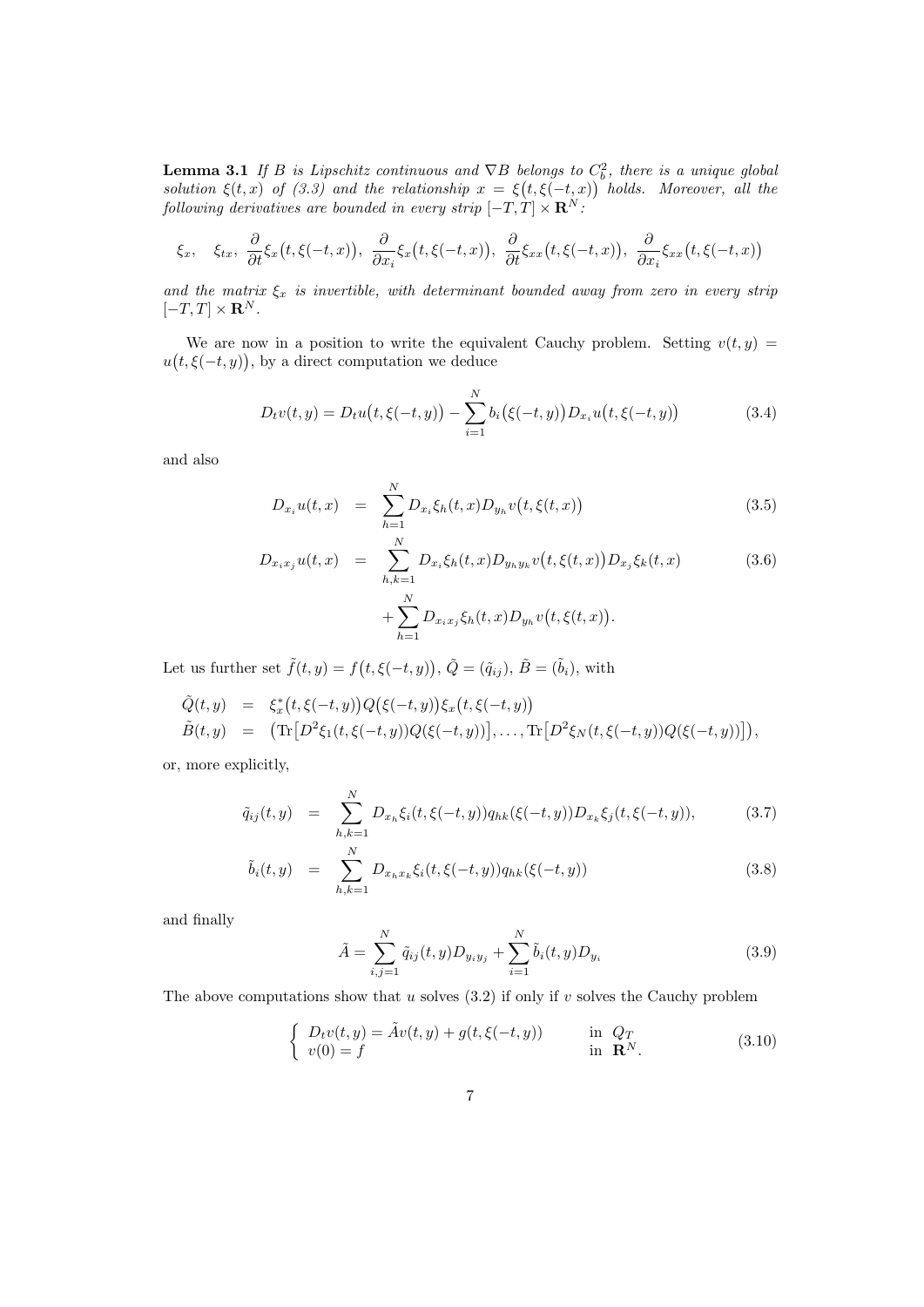**Lemma 3.1** *If $B$ is Lipschitz continuous and $\nabla B$ belongs to $C^2_b$, there is a unique global solution $\xi(t,x)$ of (3.3) and the relationship $x = \xi\big(t, \xi(-t,x)\big)$ holds. Moreover, all the following derivatives are bounded in every strip $[-T,T] \times \mathbf{R}^N$:*

$$\xi_x, \quad \xi_{tx}, \; \frac{\partial}{\partial t}\xi_x\big(t, \xi(-t,x)\big), \; \frac{\partial}{\partial x_i}\xi_x\big(t, \xi(-t,x)\big), \; \frac{\partial}{\partial t}\xi_{xx}\big(t, \xi(-t,x)\big), \; \frac{\partial}{\partial x_i}\xi_{xx}\big(t, \xi(-t,x)\big)$$

*and the matrix $\xi_x$ is invertible, with determinant bounded away from zero in every strip $[-T,T] \times \mathbf{R}^N$.*

We are now in a position to write the equivalent Cauchy problem. Setting $v(t,y) = u\big(t, \xi(-t,y)\big)$, by a direct computation we deduce

$$D_t v(t,y) = D_t u\big(t, \xi(-t,y)\big) - \sum_{i=1}^{N} b_i\big(\xi(-t,y)\big) D_{x_i} u\big(t, \xi(-t,y)\big) \tag{3.4}$$

and also

$$D_{x_i} u(t,x) = \sum_{h=1}^{N} D_{x_i}\xi_h(t,x) D_{y_h} v\big(t, \xi(t,x)\big) \tag{3.5}$$

$$\begin{aligned} D_{x_i x_j} u(t,x) &= \sum_{h,k=1}^{N} D_{x_i}\xi_h(t,x) D_{y_h y_k} v\big(t, \xi(t,x)\big) D_{x_j}\xi_k(t,x) \\ &\quad + \sum_{h=1}^{N} D_{x_i x_j}\xi_h(t,x) D_{y_h} v\big(t, \xi(t,x)\big). \end{aligned} \tag{3.6}$$

Let us further set $\tilde{f}(t,y) = f\big(t, \xi(-t,y)\big)$, $\tilde{Q} = (\tilde{q}_{ij})$, $\tilde{B} = (\tilde{b}_i)$, with

$$\begin{aligned} \tilde{Q}(t,y) &= \xi_x^*\big(t, \xi(-t,y)\big) Q\big(\xi(-t,y)\big) \xi_x\big(t, \xi(-t,y)\big) \\ \tilde{B}(t,y) &= \big(\mathrm{Tr}\big[D^2\xi_1(t, \xi(-t,y)) Q(\xi(-t,y))\big], \ldots, \mathrm{Tr}\big[D^2\xi_N(t, \xi(-t,y)) Q(\xi(-t,y))\big]\big), \end{aligned}$$

or, more explicitly,

$$\tilde{q}_{ij}(t,y) = \sum_{h,k=1}^{N} D_{x_h}\xi_i(t, \xi(-t,y)) q_{hk}(\xi(-t,y)) D_{x_k}\xi_j(t, \xi(-t,y)), \tag{3.7}$$

$$\tilde{b}_i(t,y) = \sum_{h,k=1}^{N} D_{x_h x_k}\xi_i(t, \xi(-t,y)) q_{hk}(\xi(-t,y)) \tag{3.8}$$

and finally

$$\tilde{A} = \sum_{i,j=1}^{N} \tilde{q}_{ij}(t,y) D_{y_i y_j} + \sum_{i=1}^{N} \tilde{b}_i(t,y) D_{y_i} \tag{3.9}$$

The above computations show that $u$ solves (3.2) if only if $v$ solves the Cauchy problem

$$\begin{cases} D_t v(t,y) = \tilde{A} v(t,y) + g(t, \xi(-t,y)) & \text{in } Q_T \\ v(0) = f & \text{in } \mathbf{R}^N. \end{cases} \tag{3.10}$$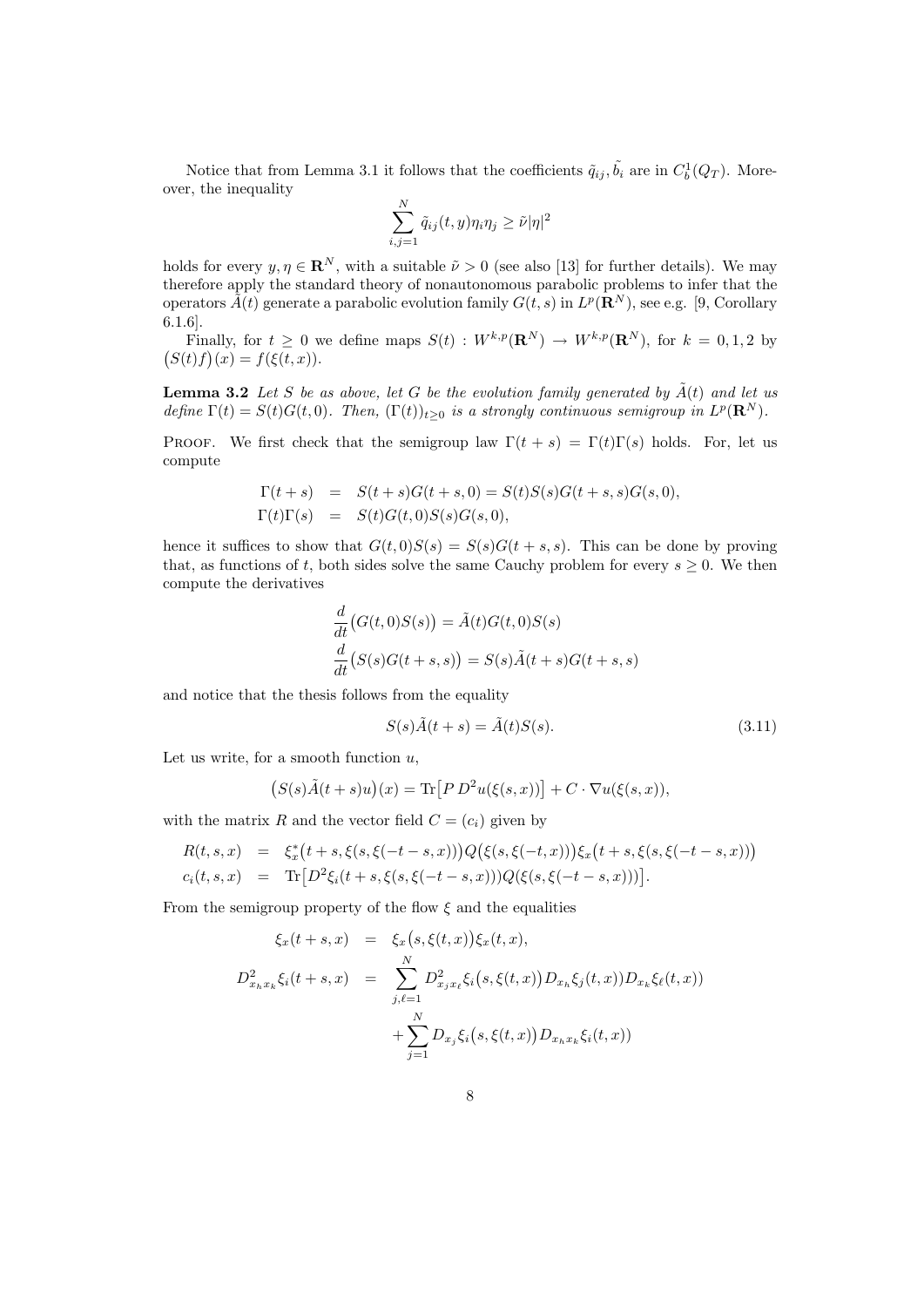Notice that from Lemma 3.1 it follows that the coefficients $\tilde{q}_{ij}, \tilde{b}_i$ are in $C_b^1(Q_T)$. Moreover, the inequality

$$\sum_{i,j=1}^{N} \tilde{q}_{ij}(t,y)\eta_i\eta_j \geq \tilde{\nu}|\eta|^2$$

holds for every $y, \eta \in \mathbf{R}^N$, with a suitable $\tilde{\nu} > 0$ (see also [13] for further details). We may therefore apply the standard theory of nonautonomous parabolic problems to infer that the operators $\tilde{A}(t)$ generate a parabolic evolution family $G(t,s)$ in $L^p(\mathbf{R}^N)$, see e.g. [9, Corollary 6.1.6].

Finally, for $t \geq 0$ we define maps $S(t) : W^{k,p}(\mathbf{R}^N) \to W^{k,p}(\mathbf{R}^N)$, for $k = 0, 1, 2$ by $\big(S(t)f\big)(x) = f(\xi(t,x))$.

**Lemma 3.2** *Let $S$ be as above, let $G$ be the evolution family generated by $\tilde{A}(t)$ and let us define $\Gamma(t) = S(t)G(t,0)$. Then, $(\Gamma(t))_{t\geq 0}$ is a strongly continuous semigroup in $L^p(\mathbf{R}^N)$.*

Proof. We first check that the semigroup law $\Gamma(t+s) = \Gamma(t)\Gamma(s)$ holds. For, let us compute

$$\begin{aligned}
\Gamma(t+s) &= S(t+s)G(t+s,0) = S(t)S(s)G(t+s,s)G(s,0), \\
\Gamma(t)\Gamma(s) &= S(t)G(t,0)S(s)G(s,0),
\end{aligned}$$

hence it suffices to show that $G(t,0)S(s) = S(s)G(t+s,s)$. This can be done by proving that, as functions of $t$, both sides solve the same Cauchy problem for every $s \geq 0$. We then compute the derivatives

$$\begin{aligned}
&\frac{d}{dt}\big(G(t,0)S(s)\big) = \tilde{A}(t)G(t,0)S(s) \\
&\frac{d}{dt}\big(S(s)G(t+s,s)\big) = S(s)\tilde{A}(t+s)G(t+s,s)
\end{aligned}$$

and notice that the thesis follows from the equality

$$S(s)\tilde{A}(t+s) = \tilde{A}(t)S(s). \tag{3.11}$$

Let us write, for a smooth function $u$,

$$\big(S(s)\tilde{A}(t+s)u\big)(x) = \mathrm{Tr}\big[P\, D^2 u(\xi(s,x))\big] + C \cdot \nabla u(\xi(s,x)),$$

with the matrix $R$ and the vector field $C = (c_i)$ given by

$$\begin{aligned}
R(t,s,x) &= \xi_x^*\big(t+s, \xi(s,\xi(-t-s,x))\big)Q\big(\xi(s,\xi(-t,x))\big)\xi_x\big(t+s,\xi(s,\xi(-t-s,x))\big) \\
c_i(t,s,x) &= \mathrm{Tr}\big[D^2\xi_i(t+s,\xi(s,\xi(-t-s,x)))Q(\xi(s,\xi(-t-s,x)))\big].
\end{aligned}$$

From the semigroup property of the flow $\xi$ and the equalities

$$\begin{aligned}
\xi_x(t+s,x) &= \xi_x\big(s,\xi(t,x)\big)\xi_x(t,x), \\
D^2_{x_h x_k}\xi_i(t+s,x) &= \sum_{j,\ell=1}^{N} D^2_{x_j x_\ell}\xi_i\big(s,\xi(t,x)\big)D_{x_h}\xi_j(t,x))D_{x_k}\xi_\ell(t,x)) \\
&\quad + \sum_{j=1}^{N} D_{x_j}\xi_i\big(s,\xi(t,x)\big)D_{x_h x_k}\xi_i(t,x))
\end{aligned}$$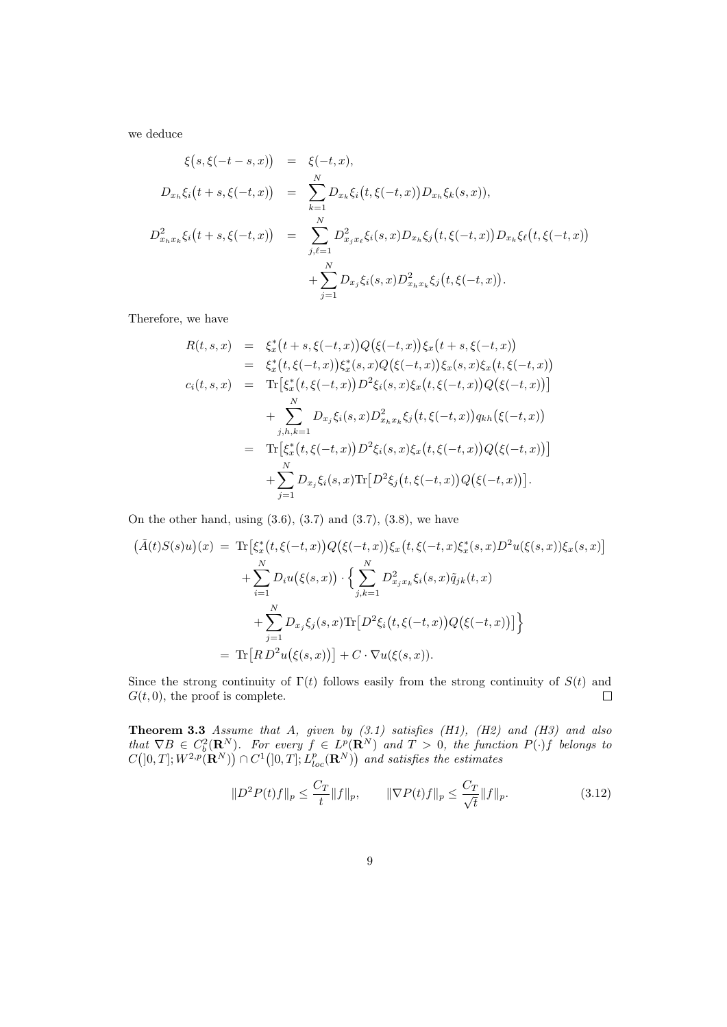we deduce

$$
\begin{aligned}
\xi\big(s, \xi(-t-s, x)\big) &= \xi(-t, x), \\
D_{x_h} \xi_i\big(t+s, \xi(-t, x)\big) &= \sum_{k=1}^{N} D_{x_k} \xi_i\big(t, \xi(-t, x)\big) D_{x_h} \xi_k(s, x)), \\
D^2_{x_h x_k} \xi_i\big(t+s, \xi(-t, x)\big) &= \sum_{j,\ell=1}^{N} D^2_{x_j x_\ell} \xi_i(s, x) D_{x_h} \xi_j\big(t, \xi(-t, x)\big) D_{x_k} \xi_\ell\big(t, \xi(-t, x)\big) \\
&\quad + \sum_{j=1}^{N} D_{x_j} \xi_i(s, x) D^2_{x_h x_k} \xi_j\big(t, \xi(-t, x)\big).
\end{aligned}
$$

Therefore, we have

$$
\begin{aligned}
R(t, s, x) &= \xi_x^*\big(t+s, \xi(-t, x)\big) Q\big(\xi(-t, x)\big) \xi_x\big(t+s, \xi(-t, x)\big) \\
&= \xi_x^*\big(t, \xi(-t, x)\big) \xi_x^*(s, x) Q\big(\xi(-t, x)\big) \xi_x(s, x) \xi_x\big(t, \xi(-t, x)\big) \\
c_i(t, s, x) &= \mathrm{Tr}\big[\xi_x^*\big(t, \xi(-t, x)\big) D^2 \xi_i(s, x) \xi_x\big(t, \xi(-t, x)\big) Q\big(\xi(-t, x)\big)\big] \\
&\quad + \sum_{j,h,k=1}^{N} D_{x_j} \xi_i(s, x) D^2_{x_h x_k} \xi_j\big(t, \xi(-t, x)\big) q_{kh}\big(\xi(-t, x)\big) \\
&= \mathrm{Tr}\big[\xi_x^*\big(t, \xi(-t, x)\big) D^2 \xi_i(s, x) \xi_x\big(t, \xi(-t, x)\big) Q\big(\xi(-t, x)\big)\big] \\
&\quad + \sum_{j=1}^{N} D_{x_j} \xi_i(s, x) \mathrm{Tr}\big[D^2 \xi_j\big(t, \xi(-t, x)\big) Q\big(\xi(-t, x)\big)\big].
\end{aligned}
$$

On the other hand, using (3.6), (3.7) and (3.7), (3.8), we have

$$
\begin{aligned}
\big(\tilde{A}(t) S(s) u\big)(x) &= \mathrm{Tr}\big[\xi_x^*\big(t, \xi(-t, x)\big) Q\big(\xi(-t, x)\big) \xi_x\big(t, \xi(-t, x) \xi_x^*(s, x) D^2 u(\xi(s, x)) \xi_x(s, x)\big] \\
&\quad + \sum_{i=1}^{N} D_i u\big(\xi(s, x)\big) \cdot \Big\{ \sum_{j,k=1}^{N} D^2_{x_j x_k} \xi_i(s, x) \tilde{q}_{jk}(t, x) \\
&\quad + \sum_{j=1}^{N} D_{x_j} \xi_j(s, x) \mathrm{Tr}\big[D^2 \xi_i\big(t, \xi(-t, x)\big) Q\big(\xi(-t, x)\big)\big] \Big\} \\
&= \mathrm{Tr}\big[R\, D^2 u\big(\xi(s, x)\big)\big] + C \cdot \nabla u(\xi(s, x)).
\end{aligned}
$$

Since the strong continuity of $\Gamma(t)$ follows easily from the strong continuity of $S(t)$ and $G(t, 0)$, the proof is complete. $\square$

**Theorem 3.3** *Assume that $A$, given by (3.1) satisfies (H1), (H2) and (H3) and also that $\nabla B \in C_b^2(\mathbf{R}^N)$. For every $f \in L^p(\mathbf{R}^N)$ and $T > 0$, the function $P(\cdot) f$ belongs to $C\big(]0, T]; W^{2,p}(\mathbf{R}^N)\big) \cap C^1\big(]0, T]; L^p_{loc}(\mathbf{R}^N)\big)$ and satisfies the estimates*

$$
\|D^2 P(t) f\|_p \leq \frac{C_T}{t} \|f\|_p, \qquad \|\nabla P(t) f\|_p \leq \frac{C_T}{\sqrt{t}} \|f\|_p. \tag{3.12}
$$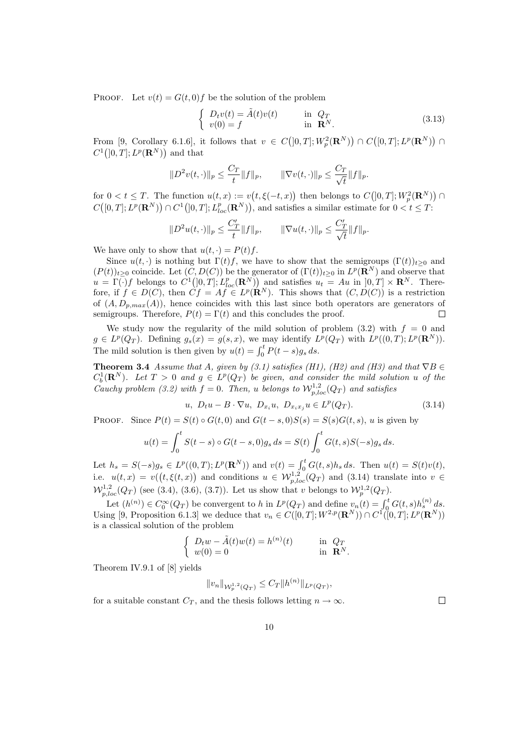PROOF. Let $v(t) = G(t,0)f$ be the solution of the problem

$$\begin{cases} D_t v(t) = \tilde{A}(t)v(t) & \text{in } Q_T \\ v(0) = f & \text{in } \mathbf{R}^N. \end{cases} \tag{3.13}$$

From [9, Corollary 6.1.6], it follows that $v \in C(]0,T]; W_p^2(\mathbf{R}^N)) \cap C([0,T]; L^p(\mathbf{R}^N)) \cap C^1(]0,T]; L^p(\mathbf{R}^N))$ and that

$$\|D^2 v(t,\cdot)\|_p \le \frac{C_T}{t}\|f\|_p, \qquad \|\nabla v(t,\cdot)\|_p \le \frac{C_T}{\sqrt{t}}\|f\|_p.$$

for $0 < t \le T$. The function $u(t,x) := v(t, \xi(-t,x))$ then belongs to $C(]0,T]; W_p^2(\mathbf{R}^N)) \cap C([0,T]; L^p(\mathbf{R}^N)) \cap C^1(]0,T]; L^p_{loc}(\mathbf{R}^N))$, and satisfies a similar estimate for $0 < t \le T$:

$$\|D^2 u(t,\cdot)\|_p \le \frac{C'_T}{t}\|f\|_p, \qquad \|\nabla u(t,\cdot)\|_p \le \frac{C'_T}{\sqrt{t}}\|f\|_p.$$

We have only to show that $u(t,\cdot) = P(t)f$.

Since $u(t,\cdot)$ is nothing but $\Gamma(t)f$, we have to show that the semigroups $(\Gamma(t))_{t\ge 0}$ and $(P(t))_{t\ge 0}$ coincide. Let $(C, D(C))$ be the generator of $(\Gamma(t))_{t\ge 0}$ in $L^p(\mathbf{R}^N)$ and observe that $u = \Gamma(\cdot)f$ belongs to $C^1(]0,T]; L^p_{loc}(\mathbf{R}^N))$ and satisfies $u_t = Au$ in $]0,T] \times \mathbf{R}^N$. Therefore, if $f \in D(C)$, then $Cf = Af \in L^p(\mathbf{R}^N)$. This shows that $(C, D(C))$ is a restriction of $(A, D_{p,max}(A))$, hence coincides with this last since both operators are generators of semigroups. Therefore, $P(t) = \Gamma(t)$ and this concludes the proof. □

We study now the regularity of the mild solution of problem (3.2) with $f = 0$ and $g \in L^p(Q_T)$. Defining $g_s(x) = g(s,x)$, we may identify $L^p(Q_T)$ with $L^p((0,T); L^p(\mathbf{R}^N))$. The mild solution is then given by $u(t) = \int_0^t P(t-s) g_s\, ds$.

**Theorem 3.4** *Assume that A, given by (3.1) satisfies (H1), (H2) and (H3) and that $\nabla B \in C_b^1(\mathbf{R}^N)$. Let $T > 0$ and $g \in L^p(Q_T)$ be given, and consider the mild solution u of the Cauchy problem (3.2) with $f = 0$. Then, u belongs to $\mathcal{W}^{1,2}_{p,loc}(Q_T)$ and satisfies*

$$u, \; D_t u - B\cdot\nabla u, \; D_{x_i} u, \; D_{x_i x_j} u \in L^p(Q_T). \tag{3.14}$$

PROOF. Since $P(t) = S(t) \circ G(t,0)$ and $G(t-s,0)S(s) = S(s)G(t,s)$, $u$ is given by

$$u(t) = \int_0^t S(t-s) \circ G(t-s,0) g_s\, ds = S(t)\int_0^t G(t,s)S(-s) g_s\, ds.$$

Let $h_s = S(-s)g_s \in L^p((0,T); L^p(\mathbf{R}^N))$ and $v(t) = \int_0^t G(t,s) h_s\, ds$. Then $u(t) = S(t)v(t)$, i.e. $u(t,x) = v(t, \xi(t,x))$ and conditions $u \in \mathcal{W}^{1,2}_{p,loc}(Q_T)$ and (3.14) translate into $v \in \mathcal{W}^{1,2}_{p,loc}(Q_T)$ (see (3.4), (3.6), (3.7)). Let us show that $v$ belongs to $\mathcal{W}^{1,2}_p(Q_T)$.

Let $(h^{(n)}) \in C_0^\infty(Q_T)$ be convergent to $h$ in $L^p(Q_T)$ and define $v_n(t) = \int_0^t G(t,s) h_s^{(n)}\, ds$. Using [9, Proposition 6.1.3] we deduce that $v_n \in C([0,T]; W^{2,p}(\mathbf{R}^N)) \cap C^1([0,T]; L^p(\mathbf{R}^N))$ is a classical solution of the problem

$$\begin{cases} D_t w - \tilde{A}(t)w(t) = h^{(n)}(t) & \text{in } Q_T \\ w(0) = 0 & \text{in } \mathbf{R}^N. \end{cases}$$

Theorem IV.9.1 of [8] yields

$$\|v_n\|_{\mathcal{W}^{1,2}_p(Q_T)} \le C_T \|h^{(n)}\|_{L^p(Q_T)},$$

for a suitable constant $C_T$, and the thesis follows letting $n \to \infty$. □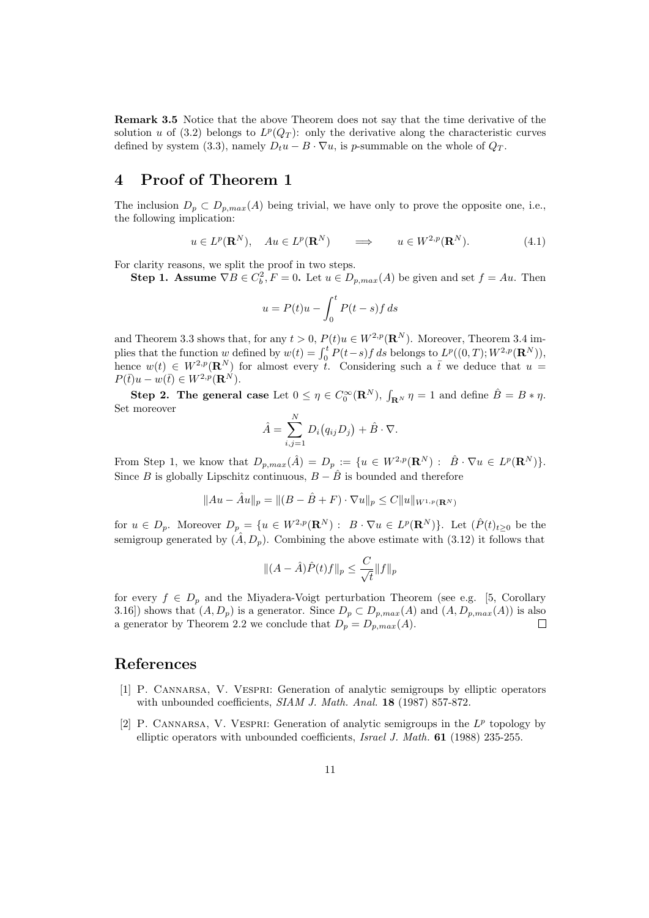**Remark 3.5** Notice that the above Theorem does not say that the time derivative of the solution $u$ of (3.2) belongs to $L^p(Q_T)$: only the derivative along the characteristic curves defined by system (3.3), namely $D_t u - B \cdot \nabla u$, is $p$-summable on the whole of $Q_T$.

# 4 Proof of Theorem 1

The inclusion $D_p \subset D_{p,max}(A)$ being trivial, we have only to prove the opposite one, i.e., the following implication:

$$u \in L^p(\mathbf{R}^N), \quad Au \in L^p(\mathbf{R}^N) \qquad \Longrightarrow \qquad u \in W^{2,p}(\mathbf{R}^N). \tag{4.1}$$

For clarity reasons, we split the proof in two steps.

**Step 1. Assume $\nabla B \in C_b^2, F = 0$.** Let $u \in D_{p,max}(A)$ be given and set $f = Au$. Then

$$u = P(t)u - \int_0^t P(t-s)f\,ds$$

and Theorem 3.3 shows that, for any $t > 0$, $P(t)u \in W^{2,p}(\mathbf{R}^N)$. Moreover, Theorem 3.4 implies that the function $w$ defined by $w(t) = \int_0^t P(t-s)f\,ds$ belongs to $L^p((0,T); W^{2,p}(\mathbf{R}^N))$, hence $w(t) \in W^{2,p}(\mathbf{R}^N)$ for almost every $t$. Considering such a $\bar{t}$ we deduce that $u = P(\bar{t})u - w(\bar{t}) \in W^{2,p}(\mathbf{R}^N)$.

**Step 2. The general case** Let $0 \le \eta \in C_0^\infty(\mathbf{R}^N)$, $\int_{\mathbf{R}^N} \eta = 1$ and define $\hat{B} = B * \eta$. Set moreover

$$\hat{A} = \sum_{i,j=1}^N D_i\big(q_{ij} D_j\big) + \hat{B} \cdot \nabla.$$

From Step 1, we know that $D_{p,max}(\hat{A}) = D_p := \{u \in W^{2,p}(\mathbf{R}^N) : \ \hat{B} \cdot \nabla u \in L^p(\mathbf{R}^N)\}$. Since $B$ is globally Lipschitz continuous, $B - \hat{B}$ is bounded and therefore

$$\|Au - \hat{A}u\|_p = \|(B - \hat{B} + F) \cdot \nabla u\|_p \le C\|u\|_{W^{1,p}(\mathbf{R}^N)}$$

for $u \in D_p$. Moreover $D_p = \{u \in W^{2,p}(\mathbf{R}^N) : \ B \cdot \nabla u \in L^p(\mathbf{R}^N)\}$. Let $(\hat{P}(t))_{t \ge 0}$ be the semigroup generated by $(\hat{A}, D_p)$. Combining the above estimate with (3.12) it follows that

$$\|(A - \hat{A})\hat{P}(t)f\|_p \le \frac{C}{\sqrt{t}}\|f\|_p$$

for every $f \in D_p$ and the Miyadera-Voigt perturbation Theorem (see e.g. [5, Corollary 3.16]) shows that $(A, D_p)$ is a generator. Since $D_p \subset D_{p,max}(A)$ and $(A, D_{p,max}(A))$ is also a generator by Theorem 2.2 we conclude that $D_p = D_{p,max}(A)$. $\square$

# References

[1] P. Cannarsa, V. Vespri: Generation of analytic semigroups by elliptic operators with unbounded coefficients, *SIAM J. Math. Anal.* **18** (1987) 857-872.

[2] P. Cannarsa, V. Vespri: Generation of analytic semigroups in the $L^p$ topology by elliptic operators with unbounded coefficients, *Israel J. Math.* **61** (1988) 235-255.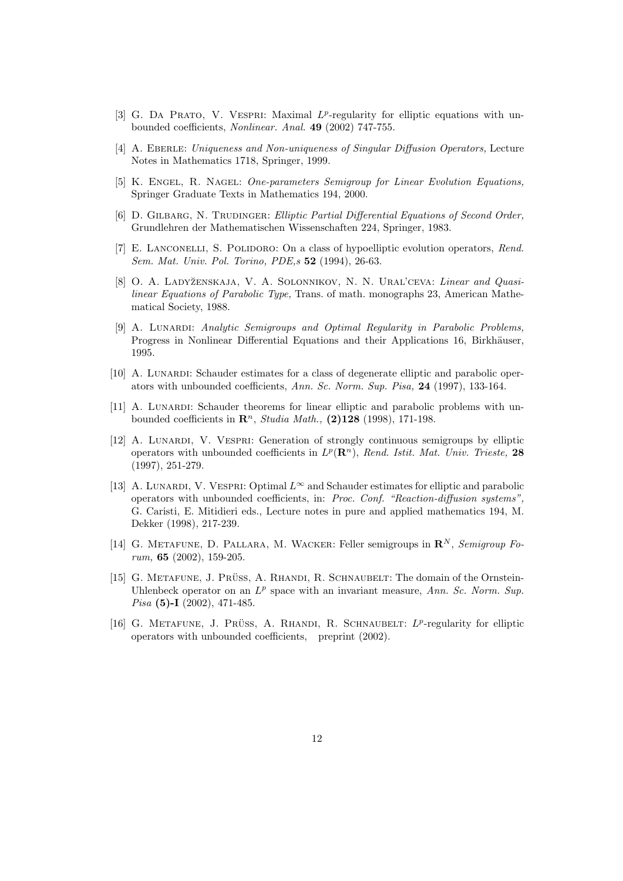[3] G. Da Prato, V. Vespri: Maximal $L^p$-regularity for elliptic equations with unbounded coefficients, *Nonlinear. Anal.* **49** (2002) 747-755.

[4] A. Eberle: *Uniqueness and Non-uniqueness of Singular Diffusion Operators,* Lecture Notes in Mathematics 1718, Springer, 1999.

[5] K. Engel, R. Nagel: *One-parameters Semigroup for Linear Evolution Equations,* Springer Graduate Texts in Mathematics 194, 2000.

[6] D. Gilbarg, N. Trudinger: *Elliptic Partial Differential Equations of Second Order,* Grundlehren der Mathematischen Wissenschaften 224, Springer, 1983.

[7] E. Lanconelli, S. Polidoro: On a class of hypoelliptic evolution operators, *Rend. Sem. Mat. Univ. Pol. Torino, PDE,s* **52** (1994), 26-63.

[8] O. A. Ladyženskaja, V. A. Solonnikov, N. N. Ural'ceva: *Linear and Quasilinear Equations of Parabolic Type,* Trans. of math. monographs 23, American Mathematical Society, 1988.

[9] A. Lunardi: *Analytic Semigroups and Optimal Regularity in Parabolic Problems,* Progress in Nonlinear Differential Equations and their Applications 16, Birkhäuser, 1995.

[10] A. Lunardi: Schauder estimates for a class of degenerate elliptic and parabolic operators with unbounded coefficients, *Ann. Sc. Norm. Sup. Pisa,* **24** (1997), 133-164.

[11] A. Lunardi: Schauder theorems for linear elliptic and parabolic problems with unbounded coefficients in $\mathbf{R}^n$, *Studia Math.,* **(2)128** (1998), 171-198.

[12] A. Lunardi, V. Vespri: Generation of strongly continuous semigroups by elliptic operators with unbounded coefficients in $L^p(\mathbf{R}^n)$, *Rend. Istit. Mat. Univ. Trieste,* **28** (1997), 251-279.

[13] A. Lunardi, V. Vespri: Optimal $L^\infty$ and Schauder estimates for elliptic and parabolic operators with unbounded coefficients, in: *Proc. Conf. "Reaction-diffusion systems",* G. Caristi, E. Mitidieri eds., Lecture notes in pure and applied mathematics 194, M. Dekker (1998), 217-239.

[14] G. Metafune, D. Pallara, M. Wacker: Feller semigroups in $\mathbf{R}^N$, *Semigroup Forum,* **65** (2002), 159-205.

[15] G. Metafune, J. Prüss, A. Rhandi, R. Schnaubelt: The domain of the Ornstein-Uhlenbeck operator on an $L^p$ space with an invariant measure, *Ann. Sc. Norm. Sup. Pisa* **(5)-I** (2002), 471-485.

[16] G. Metafune, J. Prüss, A. Rhandi, R. Schnaubelt: $L^p$-regularity for elliptic operators with unbounded coefficients, preprint (2002).